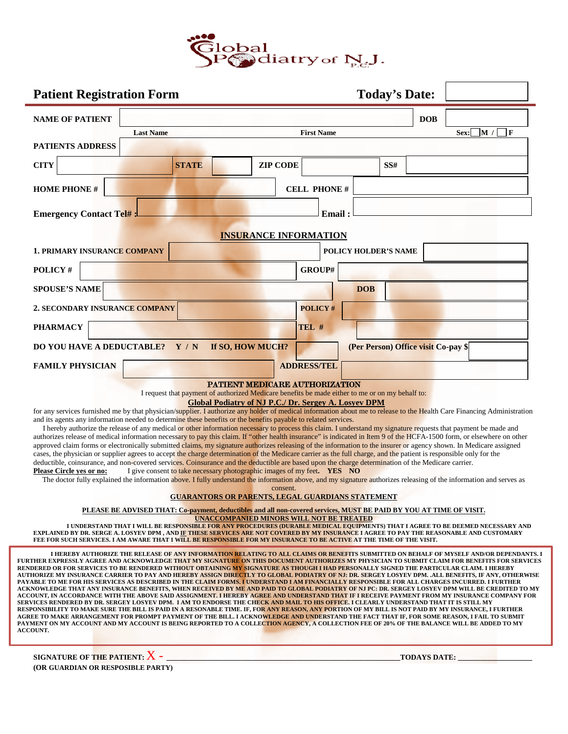Global Podiatry of N.J. P.C.

# Patient Registration Form

**Today's Date:**

| | | | |
|---|---|---|---|
| **NAME OF PATIENT** | | **DOB** | |
| | **Last Name** | **First Name** | **Sex:** ☐ **M** / ☐ **F** |
| **PATIENTS ADDRESS** | | | |
| **CITY** | **STATE** | **ZIP CODE** | **SS#** |
| **HOME PHONE #** | | **CELL PHONE #** | |
| **Emergency Contact Tel# :** | | **Email :** | |

## INSURANCE INFORMATION

| | | | |
|---|---|---|---|
| **1. PRIMARY INSURANCE COMPANY** | | **POLICY HOLDER'S NAME** | |
| **POLICY #** | | **GROUP#** | |
| **SPOUSE'S NAME** | | **DOB** | |
| **2. SECONDARY INSURANCE COMPANY** | | **POLICY #** | |
| **PHARMACY** | | **TEL #** | |
| **DO YOU HAVE A DEDUCTABLE? Y / N** | **If SO, HOW MUCH?** | **(Per Person) Office visit Co-pay $** | |
| **FAMILY PHYSICIAN** | | **ADDRESS/TEL** | |

### PATIENT MEDICARE AUTHORIZATION

I request that payment of authorized Medicare benefits be made either to me or on my behalf to:

**Global Podiatry of NJ P.C./ Dr. Sergey A. Losyev DPM**

for any services furnished me by that physician/supplier. I authorize any holder of medical information about me to release to the Health Care Financing Administration and its agents any information needed to determine these benefits or the benefits payable to related services.

I hereby authorize the release of any medical or other information necessary to process this claim. I understand my signature requests that payment be made and authorizes release of medical information necessary to pay this claim. If "other health insurance" is indicated in Item 9 of the HCFA-1500 form, or elsewhere on other approved claim forms or electronically submitted claims, my signature authorizes releasing of the information to the insurer or agency shown. In Medicare assigned cases, the physician or supplier agrees to accept the charge determination of the Medicare carrier as the full charge, and the patient is responsible only for the deductible, coinsurance, and non-covered services. Coinsurance and the deductible are based upon the charge determination of the Medicare carrier.

**Please Circle yes or no:** I give consent to take necessary photographic images of my feet. **YES NO**

The doctor fully explained the information above. I fully understand the information above, and my signature authorizes releasing of the information and serves as consent.

### GUARANTORS OR PARENTS, LEGAL GUARDIANS STATEMENT

**PLEASE BE ADVISED THAT: Co-payment, deductibles and all non-covered services, MUST BE PAID BY YOU AT TIME OF VISIT.**

**UNACCOMPANIED MINORS WILL NOT BE TREATED**

**I UNDERSTAND THAT I WILL BE RESPONSIBLE FOR ANY PROCEDURES (DURABLE MEDICAL EQUIPMENTS) THAT I AGREE TO BE DEEMED NECESSARY AND EXPLAINED BY DR. SERGE A. LOSYEV DPM , AND IF THESE SERVICES ARE NOT COVERED BY MY INSURANCE I AGREE TO PAY THE REASONABLE AND CUSTOMARY FEE FOR SUCH SERVICES. I AM AWARE THAT I WILL BE RESPONSIBLE FOR MY INSURANCE TO BE ACTIVE AT THE TIME OF THE VISIT.**

**I HEREBY AUTHORIZE THE RELEASE OF ANY INFORMATION RELATING TO ALL CLAIMS OR BENEFITS SUBMITTED ON BEHALF OF MYSELF AND/OR DEPENDANTS. I FURTHER EXPRESSLY AGREE AND ACKNOWLEDGE THAT MY SIGNATURE ON THIS DOCUMENT AUTHORIZES MY PHYSICIAN TO SUBMIT CLAIM FOR BENEFITS FOR SERVICES RENDERED OR FOR SERVICES TO BE RENDERED WITHOUT OBTAINING MY SIGNATURE AS THOUGH I HAD PERSONALLY SIGNED THE PARTICULAR CLAIM. I HEREBY AUTHORIZE MY INSURANCE CARRIER TO PAY AND HEREBY ASSIGN DIRECTLY TO GLOBAL PODIATRY OF NJ: DR. SERGEY LOSYEV DPM. .ALL BENEFITS, IF ANY, OTHERWISE PAYABLE TO ME FOR HIS SERVICES AS DESCRIBED IN THE CLAIM FORMS. I UNDERSTAND I AM FINANCIALLY RESPONSIBLE FOR ALL CHARGES INCURRED. I FURTHER ACKNOWLEDGE THAT ANY INSURANCE BENEFITS, WHEN RECEIVED BY ME AND PAID TO GLOBAL PODIATRY OF NJ PC: DR. SERGEY LOSYEV DPM WILL BE CREDITED TO MY ACCOUNT, IN ACCORDANCE WITH THE ABOVE SAID ASSIGNMENT. I HEREBY AGREE AND UNDERSTAND THAT IF I RECEIVE PAYMENT FROM MY INSURANCE COMPANY FOR SERVICES RENDERED BY DR. SERGEY LOSYEV DPM. I AM TO ENDORSE THE CHECK AND MAIL TO HIS OFFICE. I CLEARLY UNDERSTAND THAT IT IS STILL MY RESPONSIBILITY TO MAKE SURE THE BILL IS PAID IN A RESONABLE TIME. IF, FOR ANY REASON, ANY PORTION OF MY BILL IS NOT PAID BY MY INSURANCE, I FURTHER AGREE TO MAKE ARRANGEMENT FOR PROMPT PAYMENT OF THE BILL. I ACKNOWLEDGE AND UNDERSTAND THE FACT THAT IF, FOR SOME REASON, I FAIL TO SUBMIT PAYMENT ON MY ACCOUNT AND MY ACCOUNT IS BEING REPORTED TO A COLLECTION AGENCY, A COLLECTION FEE OF 20% OF THE BALANCE WILL BE ADDED TO MY ACCOUNT.**

**SIGNATURE OF THE PATIENT:** X - ______________________________ **TODAYS DATE:** ________________

**(OR GUARDIAN OR RESPOSIBLE PARTY)**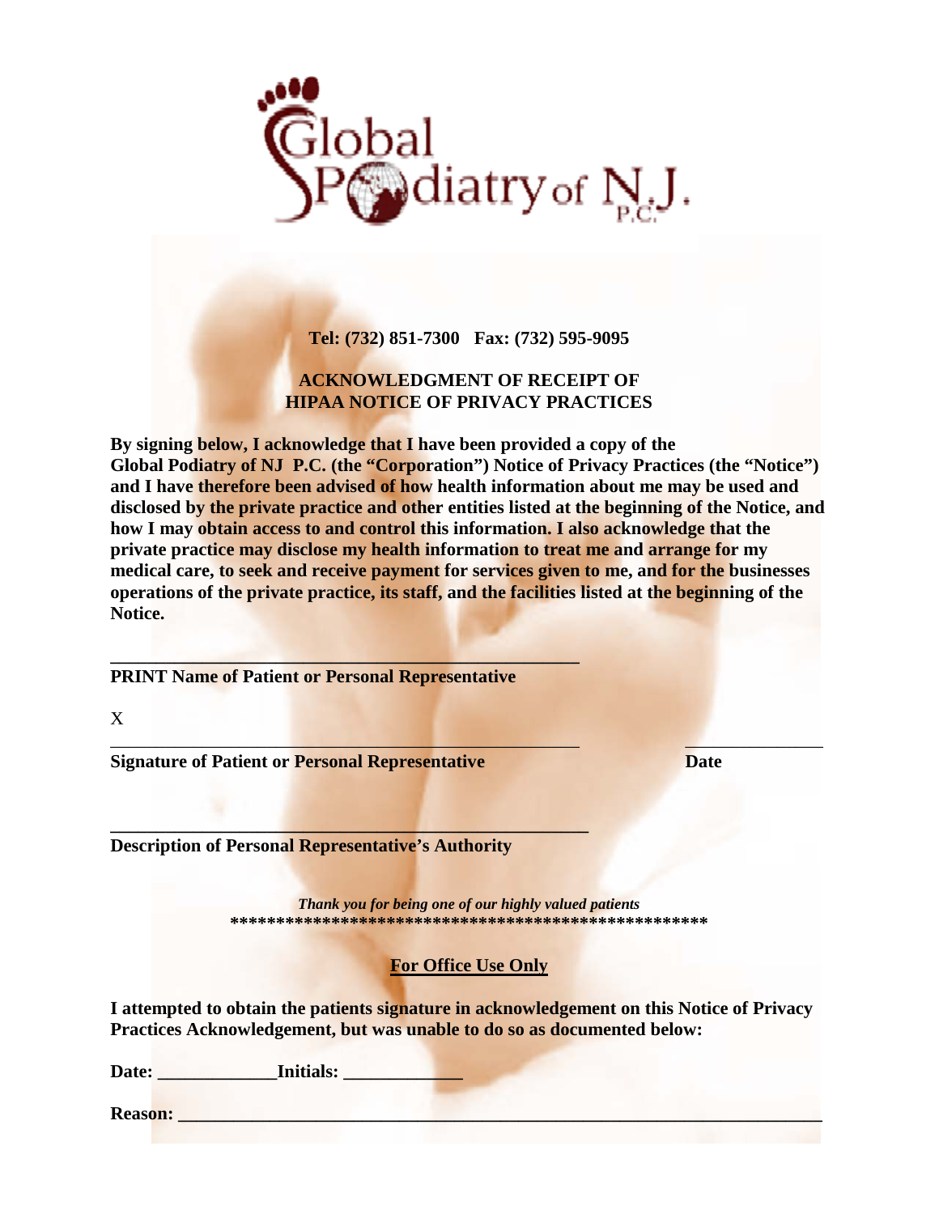Global Podiatry of N.J. P.C.

**Tel: (732) 851-7300 Fax: (732) 595-9095**

## ACKNOWLEDGMENT OF RECEIPT OF HIPAA NOTICE OF PRIVACY PRACTICES

**By signing below, I acknowledge that I have been provided a copy of the Global Podiatry of NJ P.C. (the "Corporation") Notice of Privacy Practices (the "Notice") and I have therefore been advised of how health information about me may be used and disclosed by the private practice and other entities listed at the beginning of the Notice, and how I may obtain access to and control this information. I also acknowledge that the private practice may disclose my health information to treat me and arrange for my medical care, to seek and receive payment for services given to me, and for the businesses operations of the private practice, its staff, and the facilities listed at the beginning of the Notice.**

______________________________________________________

**PRINT Name of Patient or Personal Representative**

X ______________________________________________________ _______________

**Signature of Patient or Personal Representative** **Date**

______________________________________________________

**Description of Personal Representative's Authority**

***Thank you for being one of our highly valued patients***

**************************************************

**<u>For Office Use Only</u>**

**I attempted to obtain the patients signature in acknowledgement on this Notice of Privacy Practices Acknowledgement, but was unable to do so as documented below:**

**Date:** _____________ **Initials:** _____________

**Reason:** ______________________________________________________________________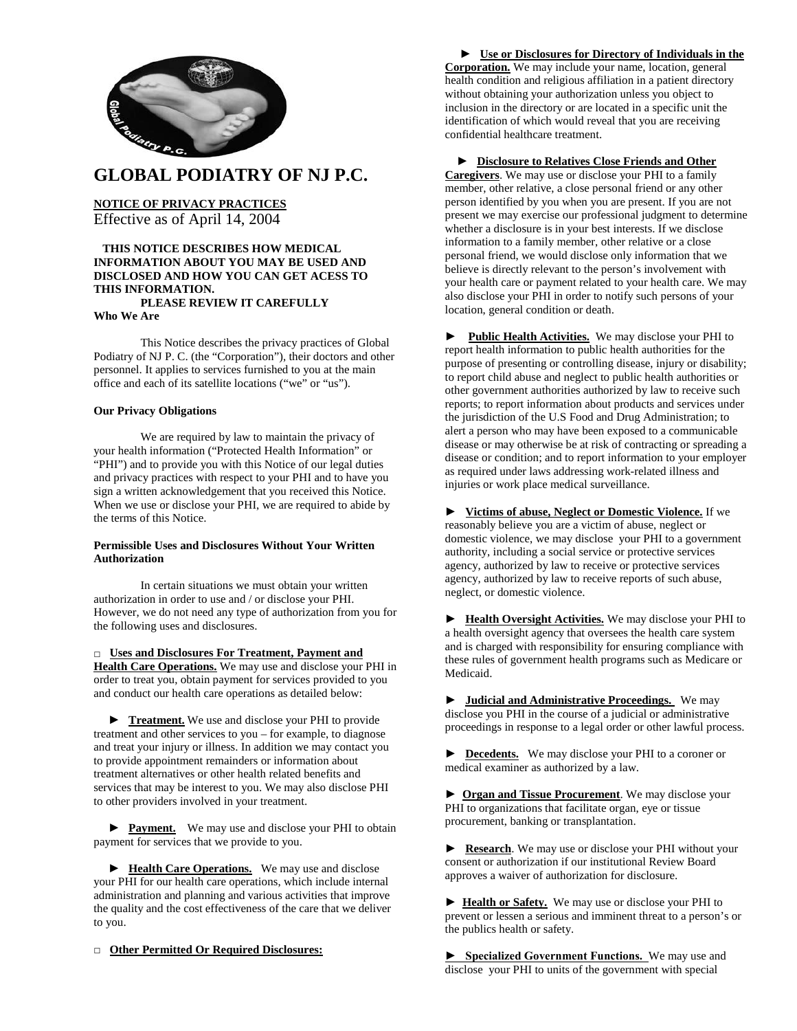# GLOBAL PODIATRY OF NJ P.C.

**NOTICE OF PRIVACY PRACTICES**

Effective as of April 14, 2004

**THIS NOTICE DESCRIBES HOW MEDICAL INFORMATION ABOUT YOU MAY BE USED AND DISCLOSED AND HOW YOU CAN GET ACESS TO THIS INFORMATION.**

**PLEASE REVIEW IT CAREFULLY**

**Who We Are**

This Notice describes the privacy practices of Global Podiatry of NJ P. C. (the "Corporation"), their doctors and other personnel. It applies to services furnished to you at the main office and each of its satellite locations ("we" or "us").

**Our Privacy Obligations**

We are required by law to maintain the privacy of your health information ("Protected Health Information" or "PHI") and to provide you with this Notice of our legal duties and privacy practices with respect to your PHI and to have you sign a written acknowledgement that you received this Notice. When we use or disclose your PHI, we are required to abide by the terms of this Notice.

**Permissible Uses and Disclosures Without Your Written Authorization**

In certain situations we must obtain your written authorization in order to use and / or disclose your PHI. However, we do not need any type of authorization from you for the following uses and disclosures.

□ **Uses and Disclosures For Treatment, Payment and Health Care Operations.** We may use and disclose your PHI in order to treat you, obtain payment for services provided to you and conduct our health care operations as detailed below:

► **Treatment.** We use and disclose your PHI to provide treatment and other services to you – for example, to diagnose and treat your injury or illness. In addition we may contact you to provide appointment remainders or information about treatment alternatives or other health related benefits and services that may be interest to you. We may also disclose PHI to other providers involved in your treatment.

► **Payment.** We may use and disclose your PHI to obtain payment for services that we provide to you.

► **Health Care Operations.** We may use and disclose your PHI for our health care operations, which include internal administration and planning and various activities that improve the quality and the cost effectiveness of the care that we deliver to you.

□ **Other Permitted Or Required Disclosures:**

► **Use or Disclosures for Directory of Individuals in the Corporation.** We may include your name, location, general health condition and religious affiliation in a patient directory without obtaining your authorization unless you object to inclusion in the directory or are located in a specific unit the identification of which would reveal that you are receiving confidential healthcare treatment.

► **Disclosure to Relatives Close Friends and Other Caregivers**. We may use or disclose your PHI to a family member, other relative, a close personal friend or any other person identified by you when you are present. If you are not present we may exercise our professional judgment to determine whether a disclosure is in your best interests. If we disclose information to a family member, other relative or a close personal friend, we would disclose only information that we believe is directly relevant to the person's involvement with your health care or payment related to your health care. We may also disclose your PHI in order to notify such persons of your location, general condition or death.

► **Public Health Activities.** We may disclose your PHI to report health information to public health authorities for the purpose of presenting or controlling disease, injury or disability; to report child abuse and neglect to public health authorities or other government authorities authorized by law to receive such reports; to report information about products and services under the jurisdiction of the U.S Food and Drug Administration; to alert a person who may have been exposed to a communicable disease or may otherwise be at risk of contracting or spreading a disease or condition; and to report information to your employer as required under laws addressing work-related illness and injuries or work place medical surveillance.

► **Victims of abuse, Neglect or Domestic Violence.** If we reasonably believe you are a victim of abuse, neglect or domestic violence, we may disclose your PHI to a government authority, including a social service or protective services agency, authorized by law to receive or protective services agency, authorized by law to receive reports of such abuse, neglect, or domestic violence.

► **Health Oversight Activities.** We may disclose your PHI to a health oversight agency that oversees the health care system and is charged with responsibility for ensuring compliance with these rules of government health programs such as Medicare or Medicaid.

► **Judicial and Administrative Proceedings.** We may disclose you PHI in the course of a judicial or administrative proceedings in response to a legal order or other lawful process.

► **Decedents.** We may disclose your PHI to a coroner or medical examiner as authorized by a law.

► **Organ and Tissue Procurement**. We may disclose your PHI to organizations that facilitate organ, eye or tissue procurement, banking or transplantation.

► **Research**. We may use or disclose your PHI without your consent or authorization if our institutional Review Board approves a waiver of authorization for disclosure.

► **Health or Safety.** We may use or disclose your PHI to prevent or lessen a serious and imminent threat to a person's or the publics health or safety.

► **Specialized Government Functions.** We may use and disclose your PHI to units of the government with special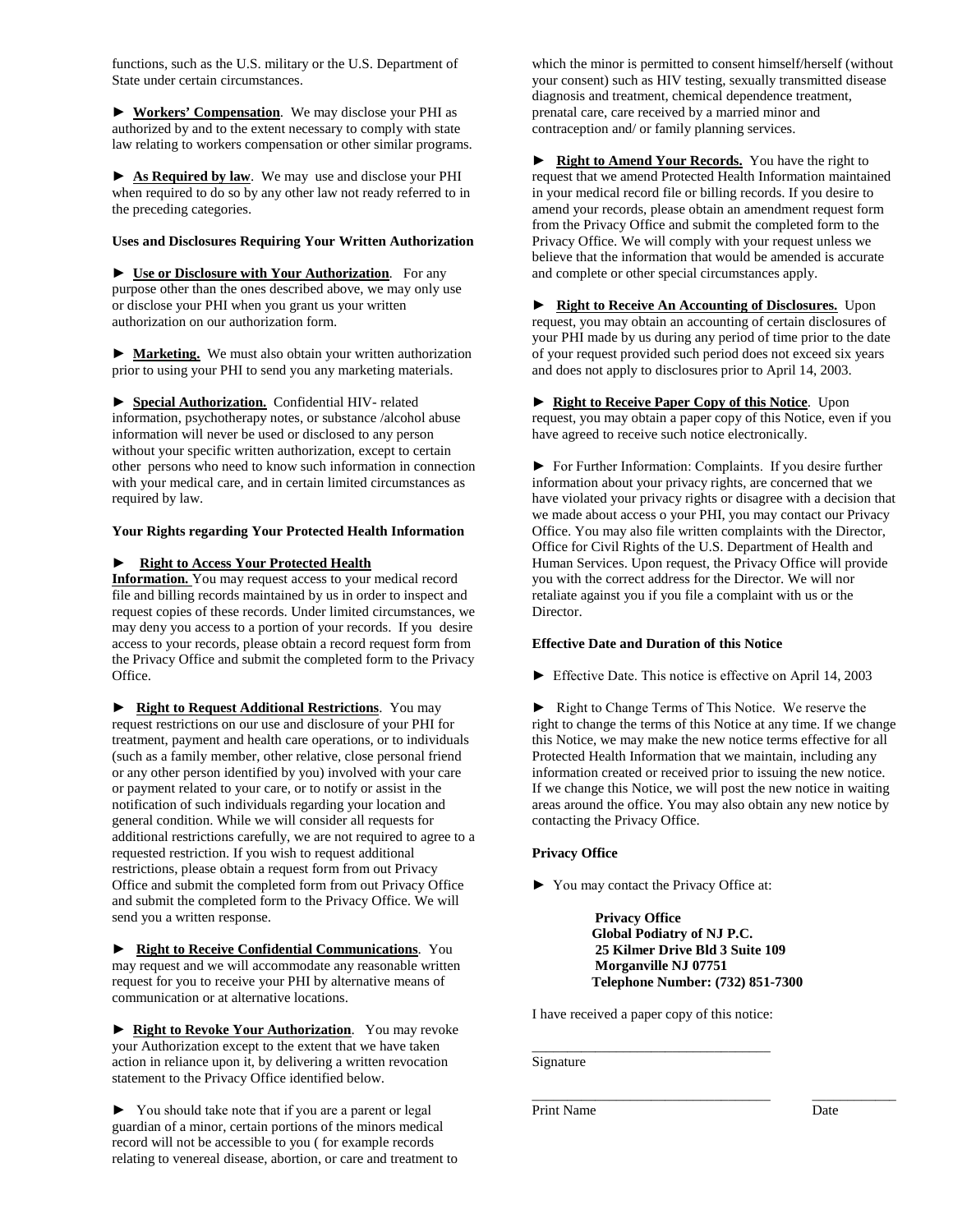functions, such as the U.S. military or the U.S. Department of State under certain circumstances.

► **Workers' Compensation**. We may disclose your PHI as authorized by and to the extent necessary to comply with state law relating to workers compensation or other similar programs.

► **As Required by law**. We may use and disclose your PHI when required to do so by any other law not ready referred to in the preceding categories.

**Uses and Disclosures Requiring Your Written Authorization**

► **Use or Disclosure with Your Authorization**. For any purpose other than the ones described above, we may only use or disclose your PHI when you grant us your written authorization on our authorization form.

► **Marketing.** We must also obtain your written authorization prior to using your PHI to send you any marketing materials.

► **Special Authorization.** Confidential HIV- related information, psychotherapy notes, or substance /alcohol abuse information will never be used or disclosed to any person without your specific written authorization, except to certain other persons who need to know such information in connection with your medical care, and in certain limited circumstances as required by law.

**Your Rights regarding Your Protected Health Information**

► **Right to Access Your Protected Health Information.** You may request access to your medical record file and billing records maintained by us in order to inspect and request copies of these records. Under limited circumstances, we may deny you access to a portion of your records. If you desire access to your records, please obtain a record request form from the Privacy Office and submit the completed form to the Privacy Office.

► **Right to Request Additional Restrictions**. You may request restrictions on our use and disclosure of your PHI for treatment, payment and health care operations, or to individuals (such as a family member, other relative, close personal friend or any other person identified by you) involved with your care or payment related to your care, or to notify or assist in the notification of such individuals regarding your location and general condition. While we will consider all requests for additional restrictions carefully, we are not required to agree to a requested restriction. If you wish to request additional restrictions, please obtain a request form from out Privacy Office and submit the completed form from out Privacy Office and submit the completed form to the Privacy Office. We will send you a written response.

► **Right to Receive Confidential Communications**. You may request and we will accommodate any reasonable written request for you to receive your PHI by alternative means of communication or at alternative locations.

► **Right to Revoke Your Authorization**. You may revoke your Authorization except to the extent that we have taken action in reliance upon it, by delivering a written revocation statement to the Privacy Office identified below.

► You should take note that if you are a parent or legal guardian of a minor, certain portions of the minors medical record will not be accessible to you ( for example records relating to venereal disease, abortion, or care and treatment to which the minor is permitted to consent himself/herself (without your consent) such as HIV testing, sexually transmitted disease diagnosis and treatment, chemical dependence treatment, prenatal care, care received by a married minor and contraception and/ or family planning services.

► **Right to Amend Your Records.** You have the right to request that we amend Protected Health Information maintained in your medical record file or billing records. If you desire to amend your records, please obtain an amendment request form from the Privacy Office and submit the completed form to the Privacy Office. We will comply with your request unless we believe that the information that would be amended is accurate and complete or other special circumstances apply.

► **Right to Receive An Accounting of Disclosures.** Upon request, you may obtain an accounting of certain disclosures of your PHI made by us during any period of time prior to the date of your request provided such period does not exceed six years and does not apply to disclosures prior to April 14, 2003.

► **Right to Receive Paper Copy of this Notice**. Upon request, you may obtain a paper copy of this Notice, even if you have agreed to receive such notice electronically.

► For Further Information: Complaints. If you desire further information about your privacy rights, are concerned that we have violated your privacy rights or disagree with a decision that we made about access o your PHI, you may contact our Privacy Office. You may also file written complaints with the Director, Office for Civil Rights of the U.S. Department of Health and Human Services. Upon request, the Privacy Office will provide you with the correct address for the Director. We will nor retaliate against you if you file a complaint with us or the Director.

**Effective Date and Duration of this Notice**

► Effective Date. This notice is effective on April 14, 2003

► Right to Change Terms of This Notice. We reserve the right to change the terms of this Notice at any time. If we change this Notice, we may make the new notice terms effective for all Protected Health Information that we maintain, including any information created or received prior to issuing the new notice. If we change this Notice, we will post the new notice in waiting areas around the office. You may also obtain any new notice by contacting the Privacy Office.

**Privacy Office**

► You may contact the Privacy Office at:

**Privacy Office**
**Global Podiatry of NJ P.C.**
**25 Kilmer Drive Bld 3 Suite 109**
**Morganville NJ 07751**
**Telephone Number: (732) 851-7300**

I have received a paper copy of this notice:

\_\_\_\_\_\_\_\_\_\_\_\_\_\_\_\_\_\_\_\_\_\_\_\_\_\_\_\_\_\_\_\_\_\_
Signature

\_\_\_\_\_\_\_\_\_\_\_\_\_\_\_\_\_\_\_\_\_\_\_\_\_\_\_\_\_\_\_\_\_\_ \_\_\_\_\_\_\_\_\_\_\_\_
Print Name Date